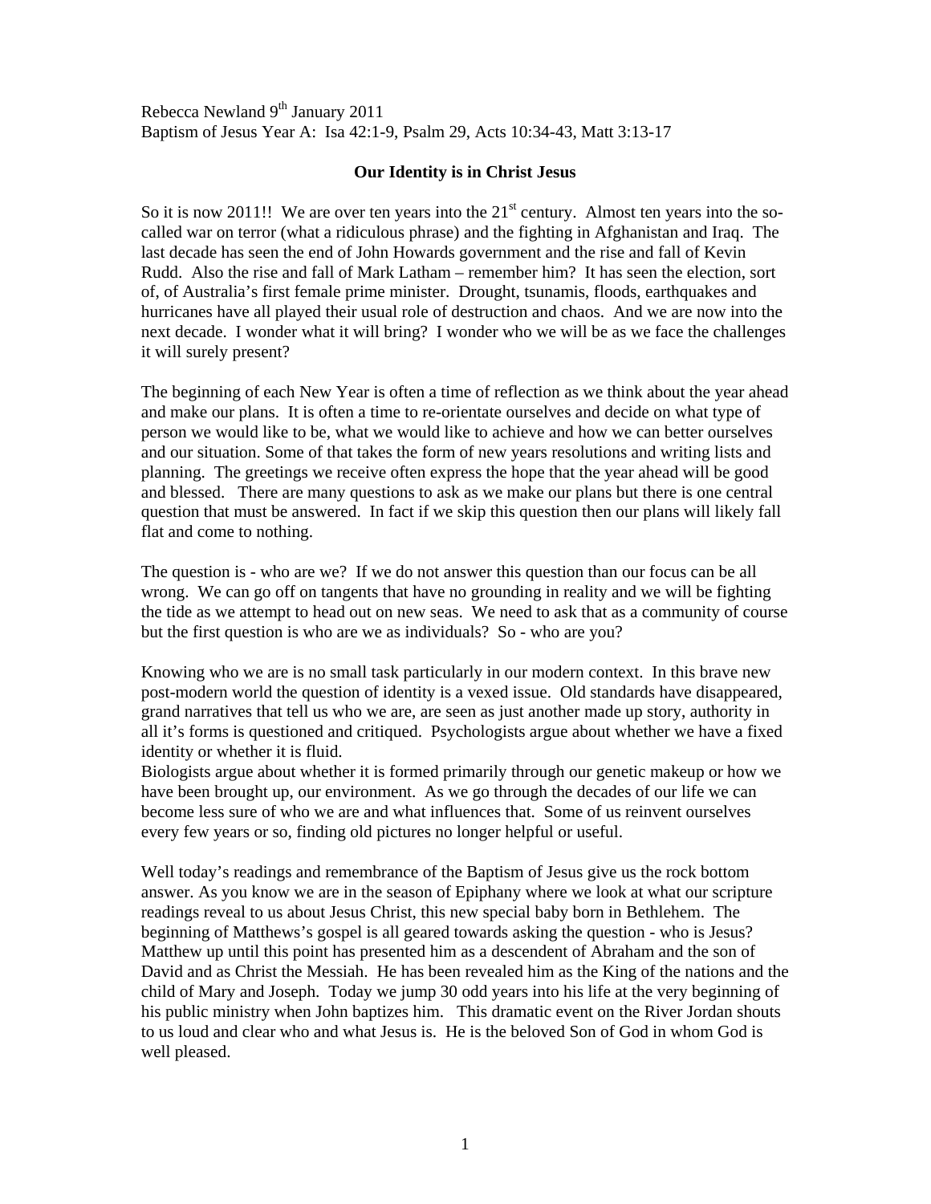Rebecca Newland 9th January 2011
Baptism of Jesus Year A: Isa 42:1-9, Psalm 29, Acts 10:34-43, Matt 3:13-17

**Our Identity is in Christ Jesus**

So it is now 2011!! We are over ten years into the 21st century. Almost ten years into the so-called war on terror (what a ridiculous phrase) and the fighting in Afghanistan and Iraq. The last decade has seen the end of John Howards government and the rise and fall of Kevin Rudd. Also the rise and fall of Mark Latham – remember him? It has seen the election, sort of, of Australia's first female prime minister. Drought, tsunamis, floods, earthquakes and hurricanes have all played their usual role of destruction and chaos. And we are now into the next decade. I wonder what it will bring? I wonder who we will be as we face the challenges it will surely present?

The beginning of each New Year is often a time of reflection as we think about the year ahead and make our plans. It is often a time to re-orientate ourselves and decide on what type of person we would like to be, what we would like to achieve and how we can better ourselves and our situation. Some of that takes the form of new years resolutions and writing lists and planning. The greetings we receive often express the hope that the year ahead will be good and blessed. There are many questions to ask as we make our plans but there is one central question that must be answered. In fact if we skip this question then our plans will likely fall flat and come to nothing.

The question is - who are we? If we do not answer this question than our focus can be all wrong. We can go off on tangents that have no grounding in reality and we will be fighting the tide as we attempt to head out on new seas. We need to ask that as a community of course but the first question is who are we as individuals? So - who are you?

Knowing who we are is no small task particularly in our modern context. In this brave new post-modern world the question of identity is a vexed issue. Old standards have disappeared, grand narratives that tell us who we are, are seen as just another made up story, authority in all it's forms is questioned and critiqued. Psychologists argue about whether we have a fixed identity or whether it is fluid.
Biologists argue about whether it is formed primarily through our genetic makeup or how we have been brought up, our environment. As we go through the decades of our life we can become less sure of who we are and what influences that. Some of us reinvent ourselves every few years or so, finding old pictures no longer helpful or useful.

Well today's readings and remembrance of the Baptism of Jesus give us the rock bottom answer. As you know we are in the season of Epiphany where we look at what our scripture readings reveal to us about Jesus Christ, this new special baby born in Bethlehem. The beginning of Matthews's gospel is all geared towards asking the question - who is Jesus? Matthew up until this point has presented him as a descendent of Abraham and the son of David and as Christ the Messiah. He has been revealed him as the King of the nations and the child of Mary and Joseph. Today we jump 30 odd years into his life at the very beginning of his public ministry when John baptizes him. This dramatic event on the River Jordan shouts to us loud and clear who and what Jesus is. He is the beloved Son of God in whom God is well pleased.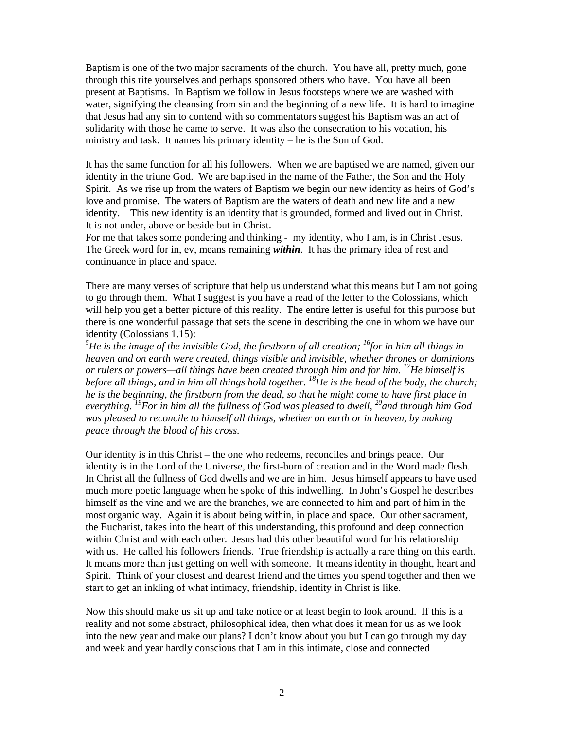Baptism is one of the two major sacraments of the church. You have all, pretty much, gone through this rite yourselves and perhaps sponsored others who have. You have all been present at Baptisms. In Baptism we follow in Jesus footsteps where we are washed with water, signifying the cleansing from sin and the beginning of a new life. It is hard to imagine that Jesus had any sin to contend with so commentators suggest his Baptism was an act of solidarity with those he came to serve. It was also the consecration to his vocation, his ministry and task. It names his primary identity – he is the Son of God.

It has the same function for all his followers. When we are baptised we are named, given our identity in the triune God. We are baptised in the name of the Father, the Son and the Holy Spirit. As we rise up from the waters of Baptism we begin our new identity as heirs of God's love and promise. The waters of Baptism are the waters of death and new life and a new identity. This new identity is an identity that is grounded, formed and lived out in Christ. It is not under, above or beside but in Christ.
For me that takes some pondering and thinking - my identity, who I am, is in Christ Jesus. The Greek word for in, ev, means remaining ***within***. It has the primary idea of rest and continuance in place and space.

There are many verses of scripture that help us understand what this means but I am not going to go through them. What I suggest is you have a read of the letter to the Colossians, which will help you get a better picture of this reality. The entire letter is useful for this purpose but there is one wonderful passage that sets the scene in describing the one in whom we have our identity (Colossians 1.15):
*[5]He is the image of the invisible God, the firstborn of all creation; [16]for in him all things in heaven and on earth were created, things visible and invisible, whether thrones or dominions or rulers or powers—all things have been created through him and for him. [17]He himself is before all things, and in him all things hold together. [18]He is the head of the body, the church; he is the beginning, the firstborn from the dead, so that he might come to have first place in everything. [19]For in him all the fullness of God was pleased to dwell, [20]and through him God was pleased to reconcile to himself all things, whether on earth or in heaven, by making peace through the blood of his cross.*

Our identity is in this Christ – the one who redeems, reconciles and brings peace. Our identity is in the Lord of the Universe, the first-born of creation and in the Word made flesh. In Christ all the fullness of God dwells and we are in him. Jesus himself appears to have used much more poetic language when he spoke of this indwelling. In John's Gospel he describes himself as the vine and we are the branches, we are connected to him and part of him in the most organic way. Again it is about being within, in place and space. Our other sacrament, the Eucharist, takes into the heart of this understanding, this profound and deep connection within Christ and with each other. Jesus had this other beautiful word for his relationship with us. He called his followers friends. True friendship is actually a rare thing on this earth. It means more than just getting on well with someone. It means identity in thought, heart and Spirit. Think of your closest and dearest friend and the times you spend together and then we start to get an inkling of what intimacy, friendship, identity in Christ is like.

Now this should make us sit up and take notice or at least begin to look around. If this is a reality and not some abstract, philosophical idea, then what does it mean for us as we look into the new year and make our plans? I don't know about you but I can go through my day and week and year hardly conscious that I am in this intimate, close and connected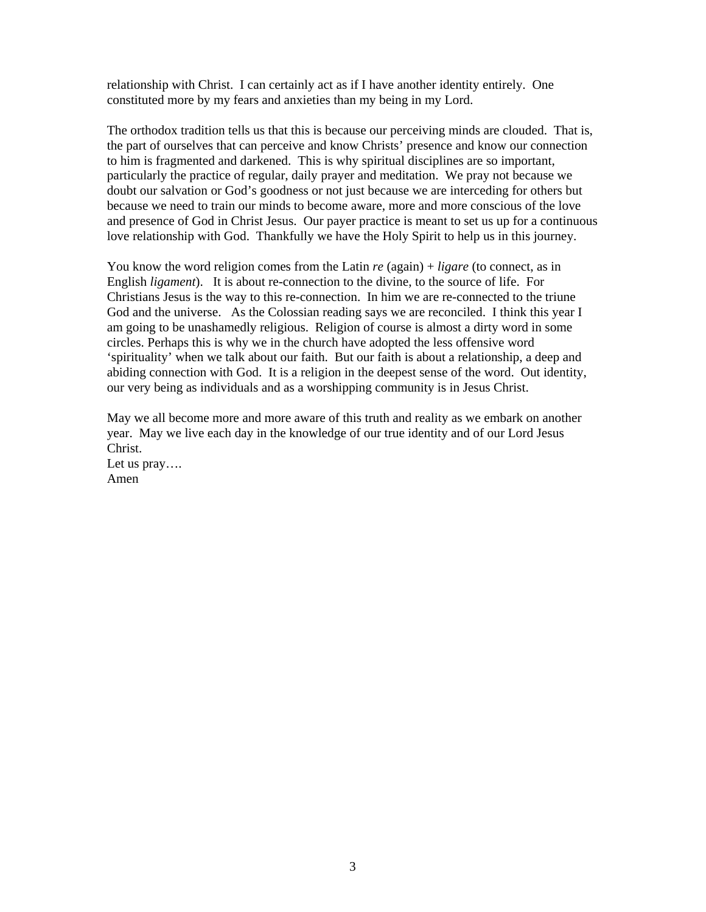relationship with Christ. I can certainly act as if I have another identity entirely. One constituted more by my fears and anxieties than my being in my Lord.

The orthodox tradition tells us that this is because our perceiving minds are clouded. That is, the part of ourselves that can perceive and know Christs' presence and know our connection to him is fragmented and darkened. This is why spiritual disciplines are so important, particularly the practice of regular, daily prayer and meditation. We pray not because we doubt our salvation or God's goodness or not just because we are interceding for others but because we need to train our minds to become aware, more and more conscious of the love and presence of God in Christ Jesus. Our payer practice is meant to set us up for a continuous love relationship with God. Thankfully we have the Holy Spirit to help us in this journey.

You know the word religion comes from the Latin *re* (again) + *ligare* (to connect, as in English *ligament*). It is about re-connection to the divine, to the source of life. For Christians Jesus is the way to this re-connection. In him we are re-connected to the triune God and the universe. As the Colossian reading says we are reconciled. I think this year I am going to be unashamedly religious. Religion of course is almost a dirty word in some circles. Perhaps this is why we in the church have adopted the less offensive word 'spirituality' when we talk about our faith. But our faith is about a relationship, a deep and abiding connection with God. It is a religion in the deepest sense of the word. Out identity, our very being as individuals and as a worshipping community is in Jesus Christ.

May we all become more and more aware of this truth and reality as we embark on another year. May we live each day in the knowledge of our true identity and of our Lord Jesus Christ.
Let us pray….
Amen